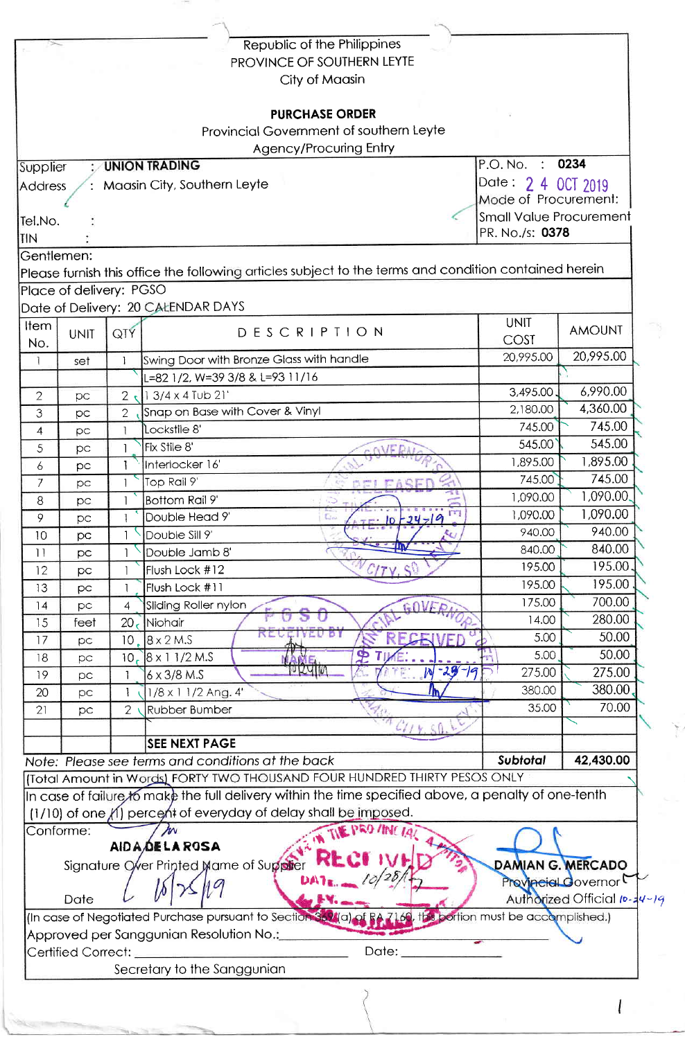Republic of the Philippines
PROVINCE OF SOUTHERN LEYTE
City of Maasin

## PURCHASE ORDER

Provincial Government of southern Leyte
Agency/Procuring Entry

| | |
|---|---|
| Supplier : **UNION TRADING** | P.O. No. : **0234** |
| Address : Maasin City, Southern Leyte | Date : 24 OCT 2019 |
| | Mode of Procurement: |
| Tel.No. : | Small Value Procurement |
| TIN : | PR. No./s: **0378** |

Gentlemen:
Please furnish this office the following articles subject to the terms and condition contained herein

Place of delivery: PGSO
Date of Delivery: 20 CALENDAR DAYS

| Item No. | UNIT | QTY | DESCRIPTION | UNIT COST | AMOUNT |
|---|---|---|---|---|---|
| 1 | set | 1 | Swing Door with Bronze Glass with handle | 20,995.00 | 20,995.00 |
| | | | L=82 1/2, W=39 3/8 & L=93 11/16 | | |
| 2 | pc | 2 | 1 3/4 x 4 Tub 21' | 3,495.00 | 6,990.00 |
| 3 | pc | 2 | Snap on Base with Cover & Vinyl | 2,180.00 | 4,360.00 |
| 4 | pc | 1 | Lockstile 8' | 745.00 | 745.00 |
| 5 | pc | 1 | Fix Stile 8' | 545.00 | 545.00 |
| 6 | pc | 1 | Interlocker 16' | 1,895.00 | 1,895.00 |
| 7 | pc | 1 | Top Rail 9' | 745.00 | 745.00 |
| 8 | pc | 1 | Bottom Rail 9' | 1,090.00 | 1,090.00 |
| 9 | pc | 1 | Double Head 9' | 1,090.00 | 1,090.00 |
| 10 | pc | 1 | Double Sill 9' | 940.00 | 940.00 |
| 11 | pc | 1 | Double Jamb 8' | 840.00 | 840.00 |
| 12 | pc | 1 | Flush Lock #12 | 195.00 | 195.00 |
| 13 | pc | 1 | Flush Lock #11 | 195.00 | 195.00 |
| 14 | pc | 4 | Sliding Roller nylon | 175.00 | 700.00 |
| 15 | feet | 20 | Niohair | 14.00 | 280.00 |
| 17 | pc | 10 | 8 x 2 M.S | 5.00 | 50.00 |
| 18 | pc | 10 | 8 x 1 1/2 M.S | 5.00 | 50.00 |
| 19 | pc | 1 | 6 x 3/8 M.S | 275.00 | 275.00 |
| 20 | pc | 1 | 1/8 x 1 1/2 Ang. 4' | 380.00 | 380.00 |
| 21 | pc | 2 | Rubber Bumber | 35.00 | 70.00 |
| | | | | | |
| | | | **SEE NEXT PAGE** | | |
| | | | *Note: Please see terms and conditions at the back* | ***Subtotal*** | **42,430.00** |

(Total Amount in Words) FORTY TWO THOUSAND FOUR HUNDRED THIRTY PESOS ONLY

In case of failure to make the full delivery within the time specified above, a penalty of one-tenth (1/10) of one (1) percent of everyday of delay shall be imposed.

Conforme:

**AIDA DE LA ROSA**
Signature Over Printed Name of Supplier

Date 10/25/19

**DAMIAN G. MERCADO**
Provincial Governor
Authorized Official 10-24-19

(In case of Negotiated Purchase pursuant to Section 369(a) of RA 7160, this portion must be accomplished.)

Approved per Sanggunian Resolution No.:________________

Certified Correct: ________________ Date: ________________

Secretary to the Sanggunian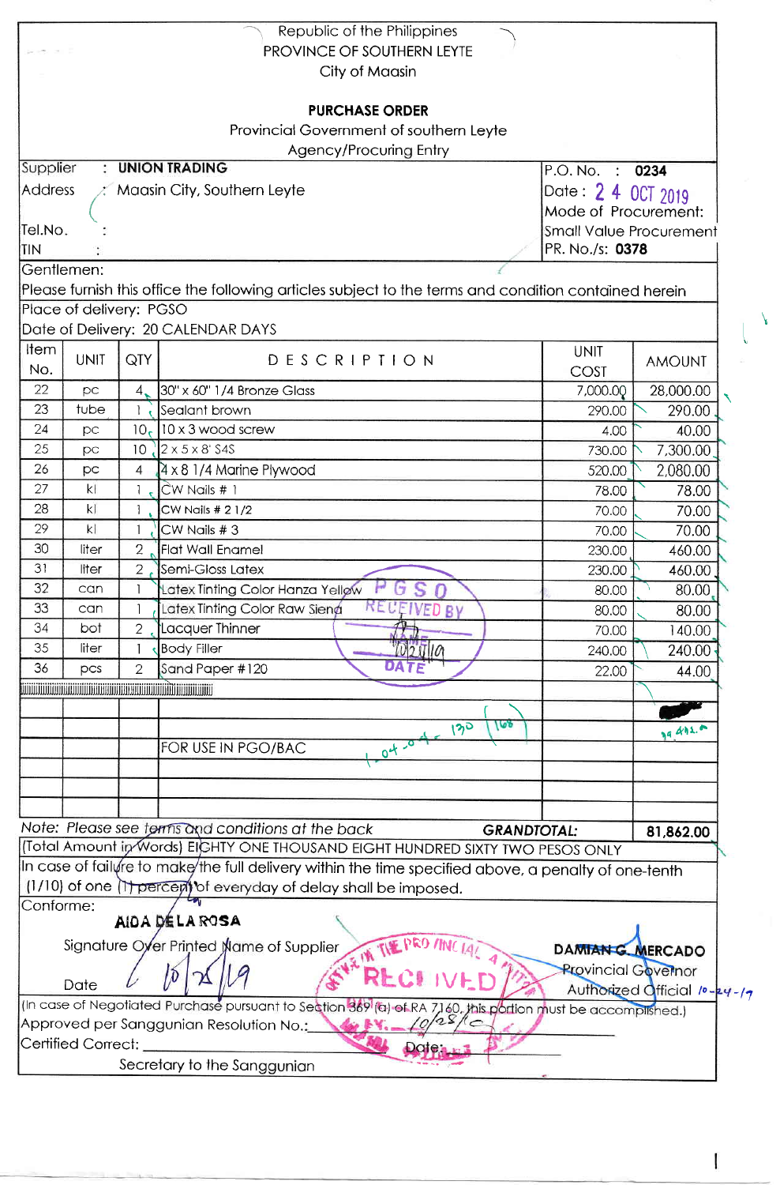Republic of the Philippines
PROVINCE OF SOUTHERN LEYTE
City of Maasin

**PURCHASE ORDER**

Provincial Government of southern Leyte
Agency/Procuring Entry

| | |
|---|---|
| Supplier : **UNION TRADING** | P.O. No. : **0234** |
| Address : Maasin City, Southern Leyte | Date : 24 OCT 2019 |
| | Mode of Procurement: |
| Tel.No. : | Small Value Procurement |
| TIN : | PR. No./s: **0378** |

Gentlemen:
Please furnish this office the following articles subject to the terms and condition contained herein

Place of delivery: PGSO
Date of Delivery: 20 CALENDAR DAYS

| Item No. | UNIT | QTY | DESCRIPTION | UNIT COST | AMOUNT |
|---|---|---|---|---|---|
| 22 | pc | 4 | 30" x 60" 1/4 Bronze Glass | 7,000.00 | 28,000.00 |
| 23 | tube | 1 | Sealant brown | 290.00 | 290.00 |
| 24 | pc | 10 | 10 x 3 wood screw | 4.00 | 40.00 |
| 25 | pc | 10 | 2 x 5 x 8' S4S | 730.00 | 7,300.00 |
| 26 | pc | 4 | 4 x 8 1/4 Marine Plywood | 520.00 | 2,080.00 |
| 27 | kl | 1 | CW Nails # 1 | 78.00 | 78.00 |
| 28 | kl | 1 | CW Nails # 2 1/2 | 70.00 | 70.00 |
| 29 | kl | 1 | CW Nails # 3 | 70.00 | 70.00 |
| 30 | liter | 2 | Flat Wall Enamel | 230.00 | 460.00 |
| 31 | liter | 2 | Semi-Gloss Latex | 230.00 | 460.00 |
| 32 | can | 1 | Latex Tinting Color Hanza Yellow | 80.00 | 80.00 |
| 33 | can | 1 | Latex Tinting Color Raw Siena | 80.00 | 80.00 |
| 34 | bot | 2 | Lacquer Thinner | 70.00 | 140.00 |
| 35 | liter | 1 | Body Filler | 240.00 | 240.00 |
| 36 | pcs | 2 | Sand Paper #120 | 22.00 | 44.00 |
| | | | | | |
| | | | | | 39,492.00 |
| | | | FOR USE IN PGO/BAC 04-04-130 168 | | |
| | | | | | |

PGSO RECEIVED BY 10/24/19 DATE

Note: *Please see terms and conditions at the back* **GRANDTOTAL:** **81,862.00**

(Total Amount in Words) EIGHTY ONE THOUSAND EIGHT HUNDRED SIXTY TWO PESOS ONLY

In case of failure to make the full delivery within the time specified above, a penalty of one-tenth (1/10) of one (1) percent of everyday of delay shall be imposed.

Conforme:

**AIDA DELA ROSA**
Signature Over Printed Name of Supplier

Date 10/24/19

**DAMIAN G. MERCADO**
Provincial Governor
Authorized Official 10-24-19

(In case of Negotiated Purchase pursuant to Section 369 (a) of RA 7160, this portion must be accomplished.)

Approved per Sanggunian Resolution No.: \_\_\_\_\_\_\_\_\_\_\_\_

Certified Correct: \_\_\_\_\_\_\_\_\_\_\_\_ Date: \_\_\_\_\_\_

Secretary to the Sanggunian

THE PROVINCIAL ... RECEIVED 10/25/19